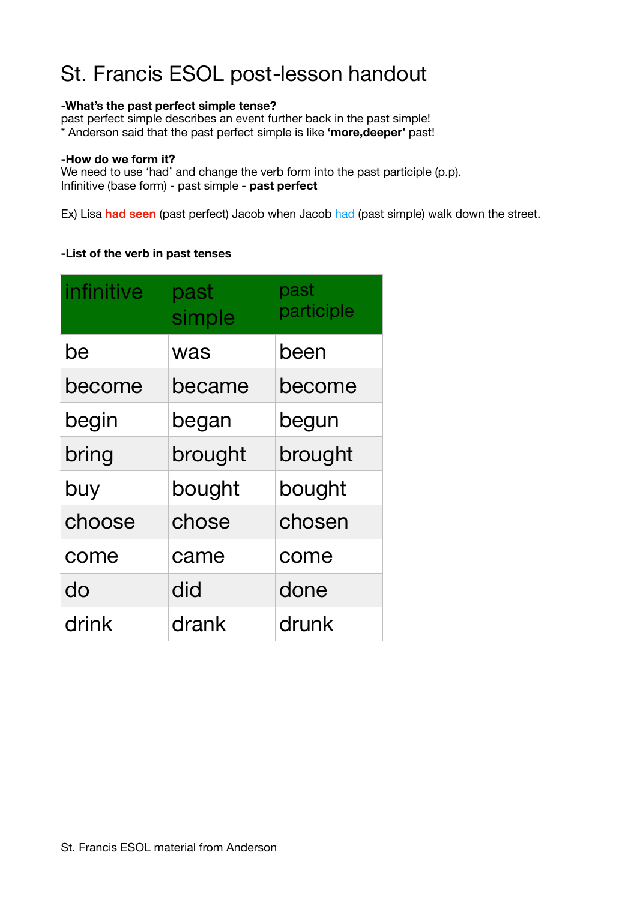# St. Francis ESOL post-lesson handout

-**What's the past perfect simple tense?**
past perfect simple describes an event further back in the past simple!
* Anderson said that the past perfect simple is like **'more,deeper'** past!

**-How do we form it?**
We need to use 'had' and change the verb form into the past participle (p.p).
Infinitive (base form) - past simple - **past perfect**

Ex) Lisa **had seen** (past perfect) Jacob when Jacob had (past simple) walk down the street.

**-List of the verb in past tenses**

| infinitive | past simple | past participle |
|---|---|---|
| be | was | been |
| become | became | become |
| begin | began | begun |
| bring | brought | brought |
| buy | bought | bought |
| choose | chose | chosen |
| come | came | come |
| do | did | done |
| drink | drank | drunk |

St. Francis ESOL material from Anderson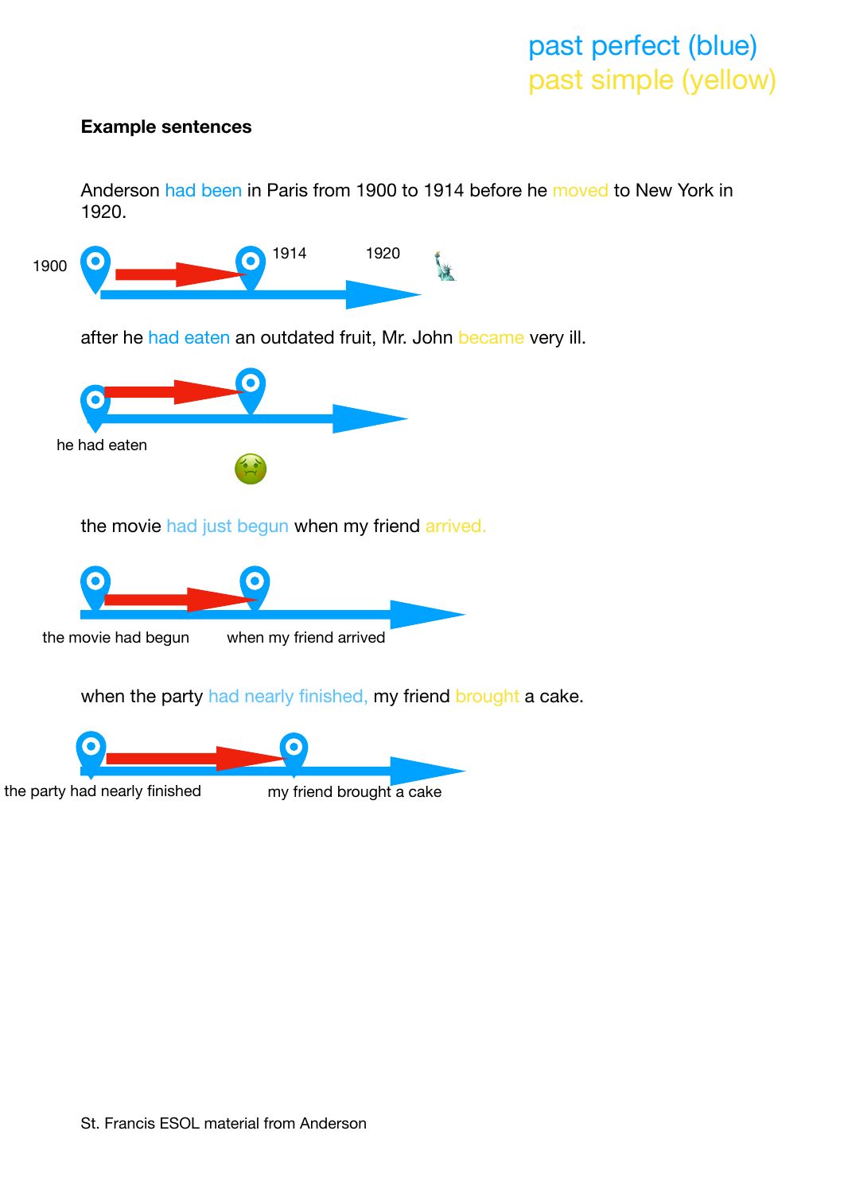past perfect (blue)
past simple (yellow)

**Example sentences**

Anderson had been in Paris from 1900 to 1914 before he moved to New York in 1920.

1900 1914 1920

after he had eaten an outdated fruit, Mr. John became very ill.

he had eaten

the movie had just begun when my friend arrived.

the movie had begun when my friend arrived

when the party had nearly finished, my friend brought a cake.

the party had nearly finished my friend brought a cake

St. Francis ESOL material from Anderson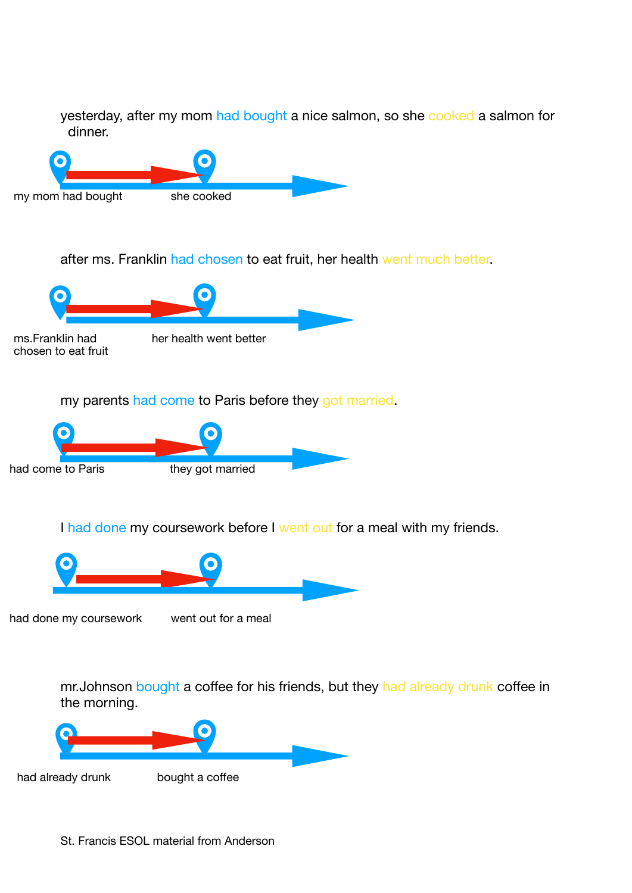yesterday, after my mom had bought a nice salmon, so she cooked a salmon for dinner.

my mom had bought

she cooked

after ms. Franklin had chosen to eat fruit, her health went much better.

ms.Franklin had chosen to eat fruit

her health went better

my parents had come to Paris before they got married.

had come to Paris

they got married

I had done my coursework before I went out for a meal with my friends.

had done my coursework

went out for a meal

mr.Johnson bought a coffee for his friends, but they had already drunk coffee in the morning.

had already drunk

bought a coffee

St. Francis ESOL material from Anderson